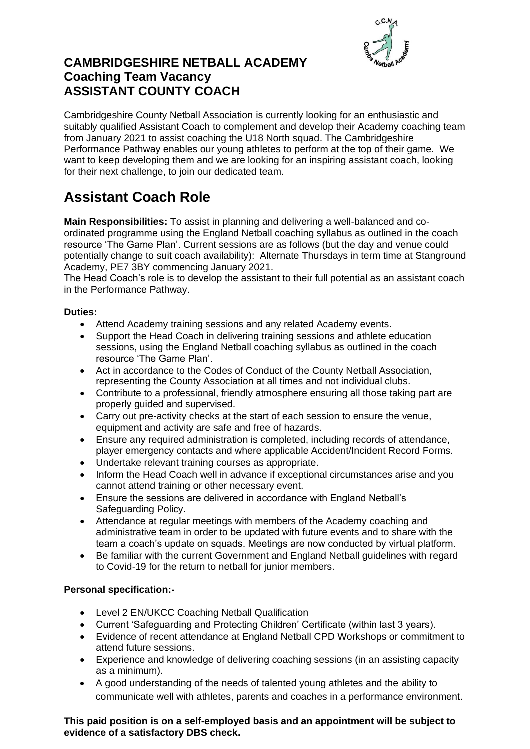# CAMBRIDGESHIRE NETBALL ACADEMY
## Coaching Team Vacancy
## ASSISTANT COUNTY COACH

Cambridgeshire County Netball Association is currently looking for an enthusiastic and suitably qualified Assistant Coach to complement and develop their Academy coaching team from January 2021 to assist coaching the U18 North squad. The Cambridgeshire Performance Pathway enables our young athletes to perform at the top of their game. We want to keep developing them and we are looking for an inspiring assistant coach, looking for their next challenge, to join our dedicated team.

# Assistant Coach Role

**Main Responsibilities:** To assist in planning and delivering a well-balanced and co-ordinated programme using the England Netball coaching syllabus as outlined in the coach resource 'The Game Plan'. Current sessions are as follows (but the day and venue could potentially change to suit coach availability): Alternate Thursdays in term time at Stanground Academy, PE7 3BY commencing January 2021.

The Head Coach's role is to develop the assistant to their full potential as an assistant coach in the Performance Pathway.

**Duties:**

- Attend Academy training sessions and any related Academy events.
- Support the Head Coach in delivering training sessions and athlete education sessions, using the England Netball coaching syllabus as outlined in the coach resource 'The Game Plan'.
- Act in accordance to the Codes of Conduct of the County Netball Association, representing the County Association at all times and not individual clubs.
- Contribute to a professional, friendly atmosphere ensuring all those taking part are properly guided and supervised.
- Carry out pre-activity checks at the start of each session to ensure the venue, equipment and activity are safe and free of hazards.
- Ensure any required administration is completed, including records of attendance, player emergency contacts and where applicable Accident/Incident Record Forms.
- Undertake relevant training courses as appropriate.
- Inform the Head Coach well in advance if exceptional circumstances arise and you cannot attend training or other necessary event.
- Ensure the sessions are delivered in accordance with England Netball's Safeguarding Policy.
- Attendance at regular meetings with members of the Academy coaching and administrative team in order to be updated with future events and to share with the team a coach's update on squads. Meetings are now conducted by virtual platform.
- Be familiar with the current Government and England Netball guidelines with regard to Covid-19 for the return to netball for junior members.

**Personal specification:-**

- Level 2 EN/UKCC Coaching Netball Qualification
- Current 'Safeguarding and Protecting Children' Certificate (within last 3 years).
- Evidence of recent attendance at England Netball CPD Workshops or commitment to attend future sessions.
- Experience and knowledge of delivering coaching sessions (in an assisting capacity as a minimum).
- A good understanding of the needs of talented young athletes and the ability to communicate well with athletes, parents and coaches in a performance environment.

**This paid position is on a self-employed basis and an appointment will be subject to evidence of a satisfactory DBS check.**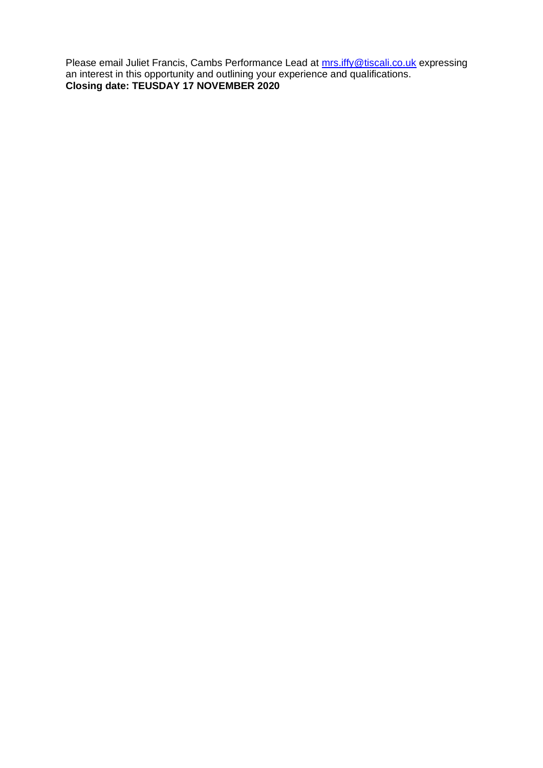Please email Juliet Francis, Cambs Performance Lead at [mrs.iffy@tiscali.co.uk](mailto:mrs.iffy@tiscali.co.uk) expressing an interest in this opportunity and outlining your experience and qualifications.
**Closing date: TEUSDAY 17 NOVEMBER 2020**